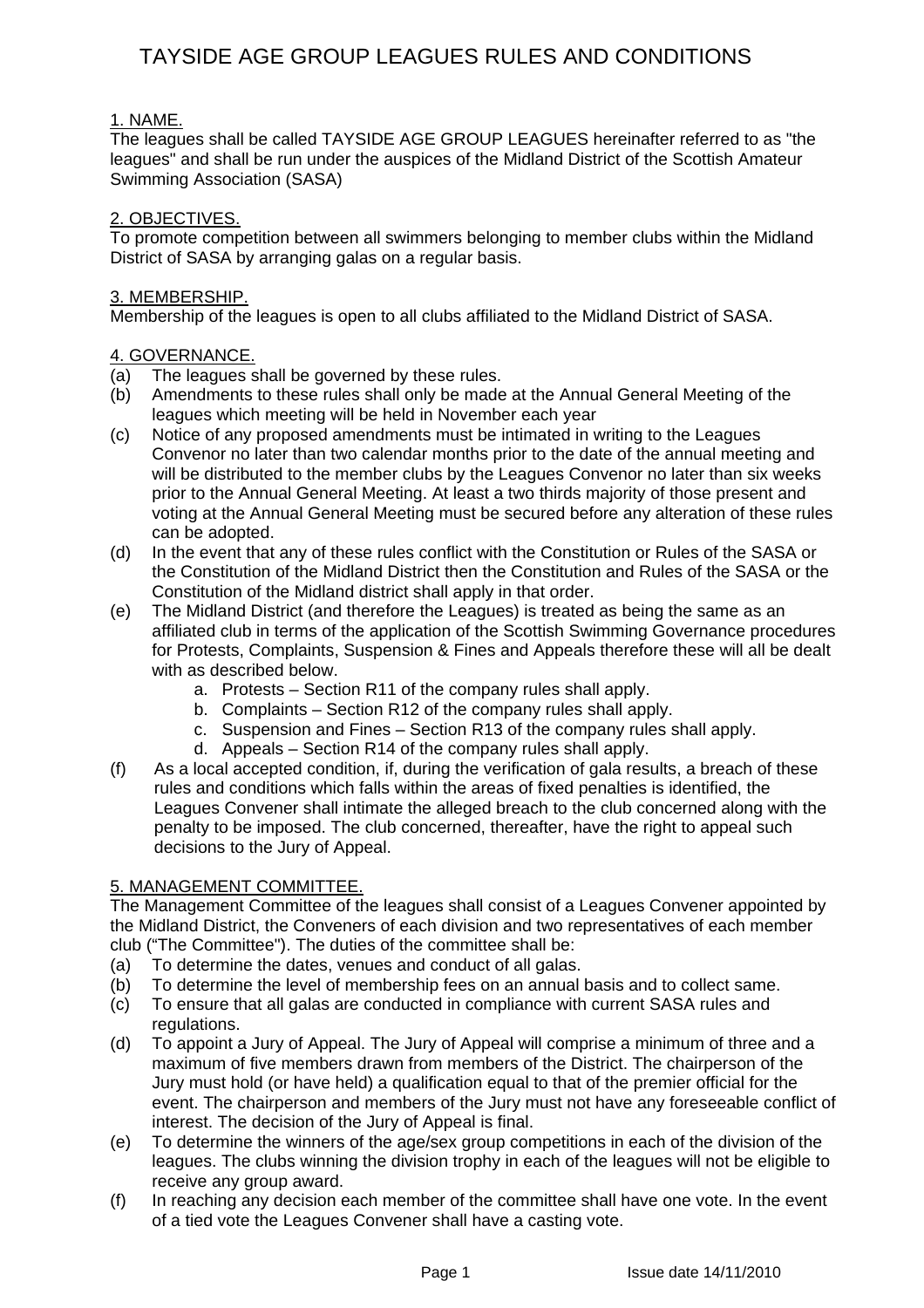# TAYSIDE AGE GROUP LEAGUES RULES AND CONDITIONS

## 1. NAME.

The leagues shall be called TAYSIDE AGE GROUP LEAGUES hereinafter referred to as "the leagues" and shall be run under the auspices of the Midland District of the Scottish Amateur Swimming Association (SASA)

## 2. OBJECTIVES.

To promote competition between all swimmers belonging to member clubs within the Midland District of SASA by arranging galas on a regular basis.

## 3. MEMBERSHIP.

Membership of the leagues is open to all clubs affiliated to the Midland District of SASA.

## 4. GOVERNANCE.

(a) The leagues shall be governed by these rules.

(b) Amendments to these rules shall only be made at the Annual General Meeting of the leagues which meeting will be held in November each year

(c) Notice of any proposed amendments must be intimated in writing to the Leagues Convenor no later than two calendar months prior to the date of the annual meeting and will be distributed to the member clubs by the Leagues Convenor no later than six weeks prior to the Annual General Meeting. At least a two thirds majority of those present and voting at the Annual General Meeting must be secured before any alteration of these rules can be adopted.

(d) In the event that any of these rules conflict with the Constitution or Rules of the SASA or the Constitution of the Midland District then the Constitution and Rules of the SASA or the Constitution of the Midland district shall apply in that order.

(e) The Midland District (and therefore the Leagues) is treated as being the same as an affiliated club in terms of the application of the Scottish Swimming Governance procedures for Protests, Complaints, Suspension & Fines and Appeals therefore these will all be dealt with as described below.

   a. Protests – Section R11 of the company rules shall apply.
   b. Complaints – Section R12 of the company rules shall apply.
   c. Suspension and Fines – Section R13 of the company rules shall apply.
   d. Appeals – Section R14 of the company rules shall apply.

(f) As a local accepted condition, if, during the verification of gala results, a breach of these rules and conditions which falls within the areas of fixed penalties is identified, the Leagues Convener shall intimate the alleged breach to the club concerned along with the penalty to be imposed. The club concerned, thereafter, have the right to appeal such decisions to the Jury of Appeal.

## 5. MANAGEMENT COMMITTEE.

The Management Committee of the leagues shall consist of a Leagues Convener appointed by the Midland District, the Conveners of each division and two representatives of each member club ("The Committee"). The duties of the committee shall be:

(a) To determine the dates, venues and conduct of all galas.

(b) To determine the level of membership fees on an annual basis and to collect same.

(c) To ensure that all galas are conducted in compliance with current SASA rules and regulations.

(d) To appoint a Jury of Appeal. The Jury of Appeal will comprise a minimum of three and a maximum of five members drawn from members of the District. The chairperson of the Jury must hold (or have held) a qualification equal to that of the premier official for the event. The chairperson and members of the Jury must not have any foreseeable conflict of interest. The decision of the Jury of Appeal is final.

(e) To determine the winners of the age/sex group competitions in each of the division of the leagues. The clubs winning the division trophy in each of the leagues will not be eligible to receive any group award.

(f) In reaching any decision each member of the committee shall have one vote. In the event of a tied vote the Leagues Convener shall have a casting vote.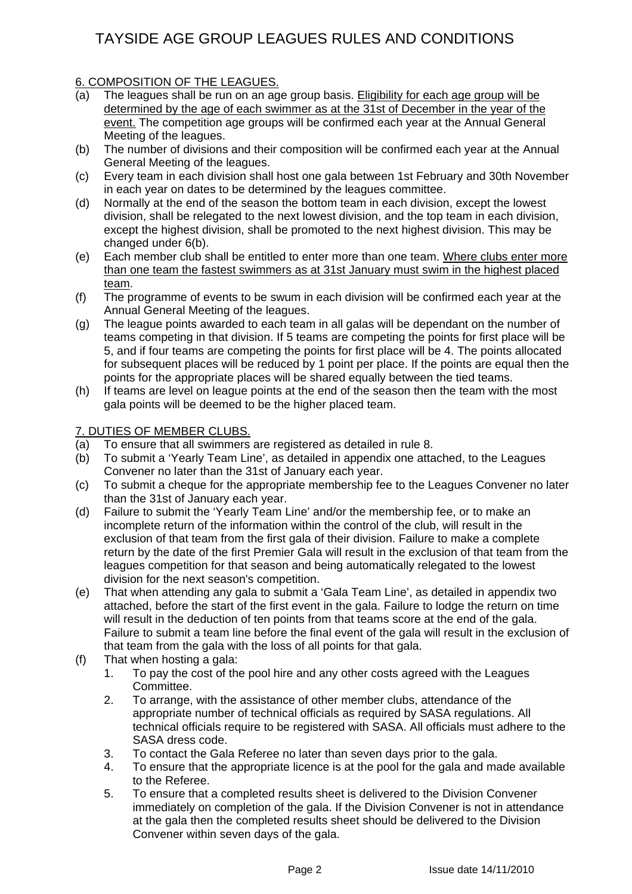## 6. COMPOSITION OF THE LEAGUES.

(a) The leagues shall be run on an age group basis. Eligibility for each age group will be determined by the age of each swimmer as at the 31st of December in the year of the event. The competition age groups will be confirmed each year at the Annual General Meeting of the leagues.

(b) The number of divisions and their composition will be confirmed each year at the Annual General Meeting of the leagues.

(c) Every team in each division shall host one gala between 1st February and 30th November in each year on dates to be determined by the leagues committee.

(d) Normally at the end of the season the bottom team in each division, except the lowest division, shall be relegated to the next lowest division, and the top team in each division, except the highest division, shall be promoted to the next highest division. This may be changed under 6(b).

(e) Each member club shall be entitled to enter more than one team. Where clubs enter more than one team the fastest swimmers as at 31st January must swim in the highest placed team.

(f) The programme of events to be swum in each division will be confirmed each year at the Annual General Meeting of the leagues.

(g) The league points awarded to each team in all galas will be dependant on the number of teams competing in that division. If 5 teams are competing the points for first place will be 5, and if four teams are competing the points for first place will be 4. The points allocated for subsequent places will be reduced by 1 point per place. If the points are equal then the points for the appropriate places will be shared equally between the tied teams.

(h) If teams are level on league points at the end of the season then the team with the most gala points will be deemed to be the higher placed team.

## 7. DUTIES OF MEMBER CLUBS.

(a) To ensure that all swimmers are registered as detailed in rule 8.

(b) To submit a 'Yearly Team Line', as detailed in appendix one attached, to the Leagues Convener no later than the 31st of January each year.

(c) To submit a cheque for the appropriate membership fee to the Leagues Convener no later than the 31st of January each year.

(d) Failure to submit the 'Yearly Team Line' and/or the membership fee, or to make an incomplete return of the information within the control of the club, will result in the exclusion of that team from the first gala of their division. Failure to make a complete return by the date of the first Premier Gala will result in the exclusion of that team from the leagues competition for that season and being automatically relegated to the lowest division for the next season's competition.

(e) That when attending any gala to submit a 'Gala Team Line', as detailed in appendix two attached, before the start of the first event in the gala. Failure to lodge the return on time will result in the deduction of ten points from that teams score at the end of the gala. Failure to submit a team line before the final event of the gala will result in the exclusion of that team from the gala with the loss of all points for that gala.

(f) That when hosting a gala:
  1. To pay the cost of the pool hire and any other costs agreed with the Leagues Committee.
  2. To arrange, with the assistance of other member clubs, attendance of the appropriate number of technical officials as required by SASA regulations. All technical officials require to be registered with SASA. All officials must adhere to the SASA dress code.
  3. To contact the Gala Referee no later than seven days prior to the gala.
  4. To ensure that the appropriate licence is at the pool for the gala and made available to the Referee.
  5. To ensure that a completed results sheet is delivered to the Division Convener immediately on completion of the gala. If the Division Convener is not in attendance at the gala then the completed results sheet should be delivered to the Division Convener within seven days of the gala.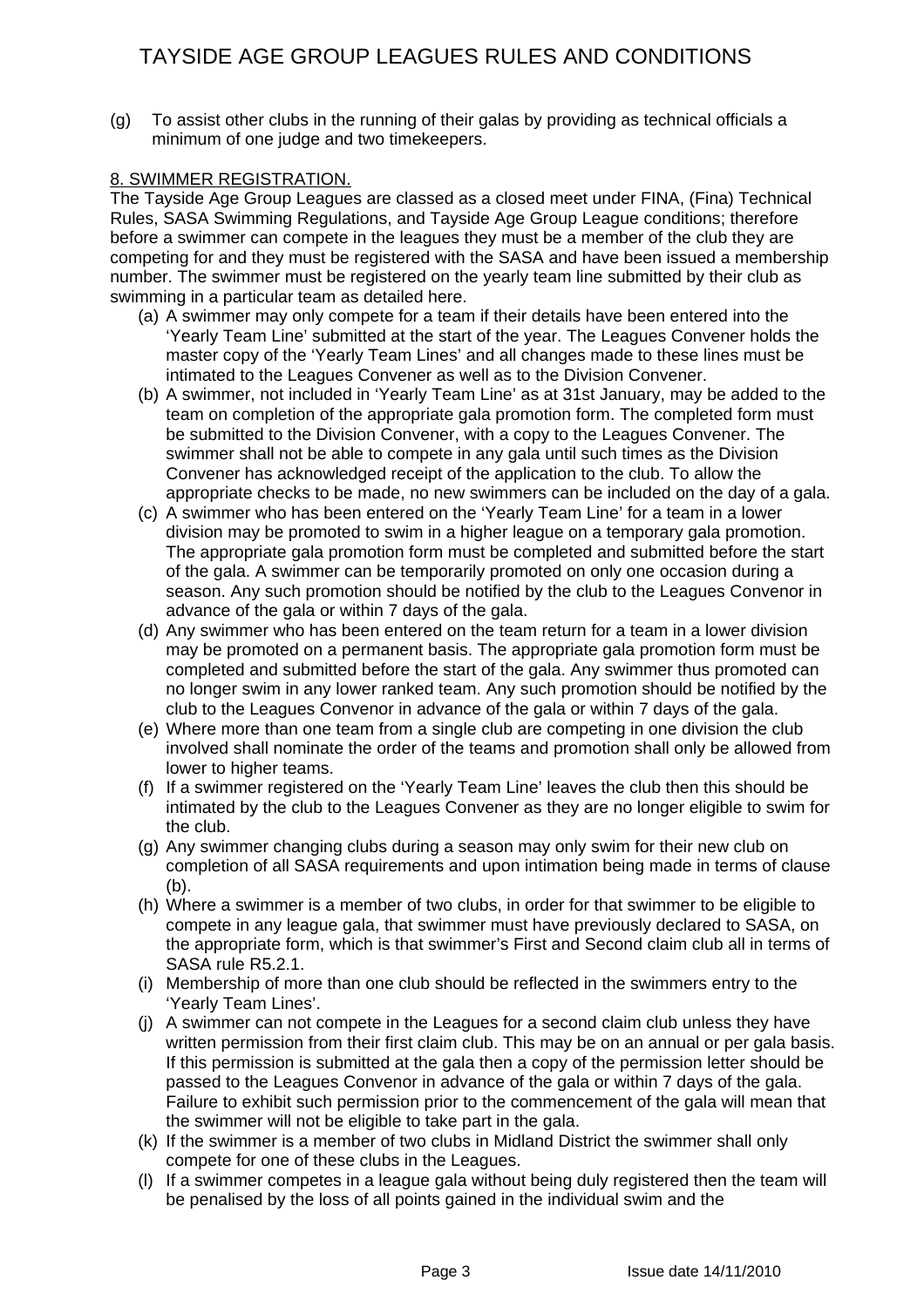(g) To assist other clubs in the running of their galas by providing as technical officials a minimum of one judge and two timekeepers.

## 8. SWIMMER REGISTRATION.

The Tayside Age Group Leagues are classed as a closed meet under FINA, (Fina) Technical Rules, SASA Swimming Regulations, and Tayside Age Group League conditions; therefore before a swimmer can compete in the leagues they must be a member of the club they are competing for and they must be registered with the SASA and have been issued a membership number. The swimmer must be registered on the yearly team line submitted by their club as swimming in a particular team as detailed here.

(a) A swimmer may only compete for a team if their details have been entered into the 'Yearly Team Line' submitted at the start of the year. The Leagues Convener holds the master copy of the 'Yearly Team Lines' and all changes made to these lines must be intimated to the Leagues Convener as well as to the Division Convener.

(b) A swimmer, not included in 'Yearly Team Line' as at 31st January, may be added to the team on completion of the appropriate gala promotion form. The completed form must be submitted to the Division Convener, with a copy to the Leagues Convener. The swimmer shall not be able to compete in any gala until such times as the Division Convener has acknowledged receipt of the application to the club. To allow the appropriate checks to be made, no new swimmers can be included on the day of a gala.

(c) A swimmer who has been entered on the 'Yearly Team Line' for a team in a lower division may be promoted to swim in a higher league on a temporary gala promotion. The appropriate gala promotion form must be completed and submitted before the start of the gala. A swimmer can be temporarily promoted on only one occasion during a season. Any such promotion should be notified by the club to the Leagues Convenor in advance of the gala or within 7 days of the gala.

(d) Any swimmer who has been entered on the team return for a team in a lower division may be promoted on a permanent basis. The appropriate gala promotion form must be completed and submitted before the start of the gala. Any swimmer thus promoted can no longer swim in any lower ranked team. Any such promotion should be notified by the club to the Leagues Convenor in advance of the gala or within 7 days of the gala.

(e) Where more than one team from a single club are competing in one division the club involved shall nominate the order of the teams and promotion shall only be allowed from lower to higher teams.

(f) If a swimmer registered on the 'Yearly Team Line' leaves the club then this should be intimated by the club to the Leagues Convener as they are no longer eligible to swim for the club.

(g) Any swimmer changing clubs during a season may only swim for their new club on completion of all SASA requirements and upon intimation being made in terms of clause (b).

(h) Where a swimmer is a member of two clubs, in order for that swimmer to be eligible to compete in any league gala, that swimmer must have previously declared to SASA, on the appropriate form, which is that swimmer's First and Second claim club all in terms of SASA rule R5.2.1.

(i) Membership of more than one club should be reflected in the swimmers entry to the 'Yearly Team Lines'.

(j) A swimmer can not compete in the Leagues for a second claim club unless they have written permission from their first claim club. This may be on an annual or per gala basis. If this permission is submitted at the gala then a copy of the permission letter should be passed to the Leagues Convenor in advance of the gala or within 7 days of the gala. Failure to exhibit such permission prior to the commencement of the gala will mean that the swimmer will not be eligible to take part in the gala.

(k) If the swimmer is a member of two clubs in Midland District the swimmer shall only compete for one of these clubs in the Leagues.

(l) If a swimmer competes in a league gala without being duly registered then the team will be penalised by the loss of all points gained in the individual swim and the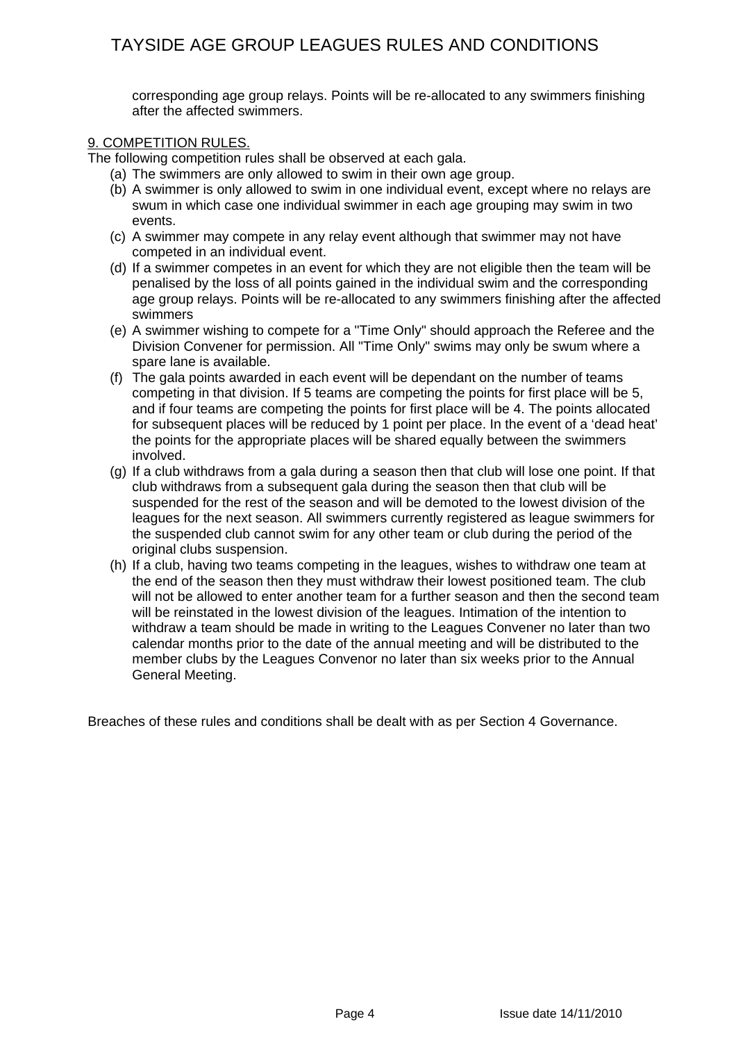corresponding age group relays. Points will be re-allocated to any swimmers finishing after the affected swimmers.

<u>9. COMPETITION RULES.</u>

The following competition rules shall be observed at each gala.

(a) The swimmers are only allowed to swim in their own age group.

(b) A swimmer is only allowed to swim in one individual event, except where no relays are swum in which case one individual swimmer in each age grouping may swim in two events.

(c) A swimmer may compete in any relay event although that swimmer may not have competed in an individual event.

(d) If a swimmer competes in an event for which they are not eligible then the team will be penalised by the loss of all points gained in the individual swim and the corresponding age group relays. Points will be re-allocated to any swimmers finishing after the affected swimmers

(e) A swimmer wishing to compete for a "Time Only" should approach the Referee and the Division Convener for permission. All "Time Only" swims may only be swum where a spare lane is available.

(f) The gala points awarded in each event will be dependant on the number of teams competing in that division. If 5 teams are competing the points for first place will be 5, and if four teams are competing the points for first place will be 4. The points allocated for subsequent places will be reduced by 1 point per place. In the event of a 'dead heat' the points for the appropriate places will be shared equally between the swimmers involved.

(g) If a club withdraws from a gala during a season then that club will lose one point. If that club withdraws from a subsequent gala during the season then that club will be suspended for the rest of the season and will be demoted to the lowest division of the leagues for the next season. All swimmers currently registered as league swimmers for the suspended club cannot swim for any other team or club during the period of the original clubs suspension.

(h) If a club, having two teams competing in the leagues, wishes to withdraw one team at the end of the season then they must withdraw their lowest positioned team. The club will not be allowed to enter another team for a further season and then the second team will be reinstated in the lowest division of the leagues. Intimation of the intention to withdraw a team should be made in writing to the Leagues Convener no later than two calendar months prior to the date of the annual meeting and will be distributed to the member clubs by the Leagues Convenor no later than six weeks prior to the Annual General Meeting.

Breaches of these rules and conditions shall be dealt with as per Section 4 Governance.